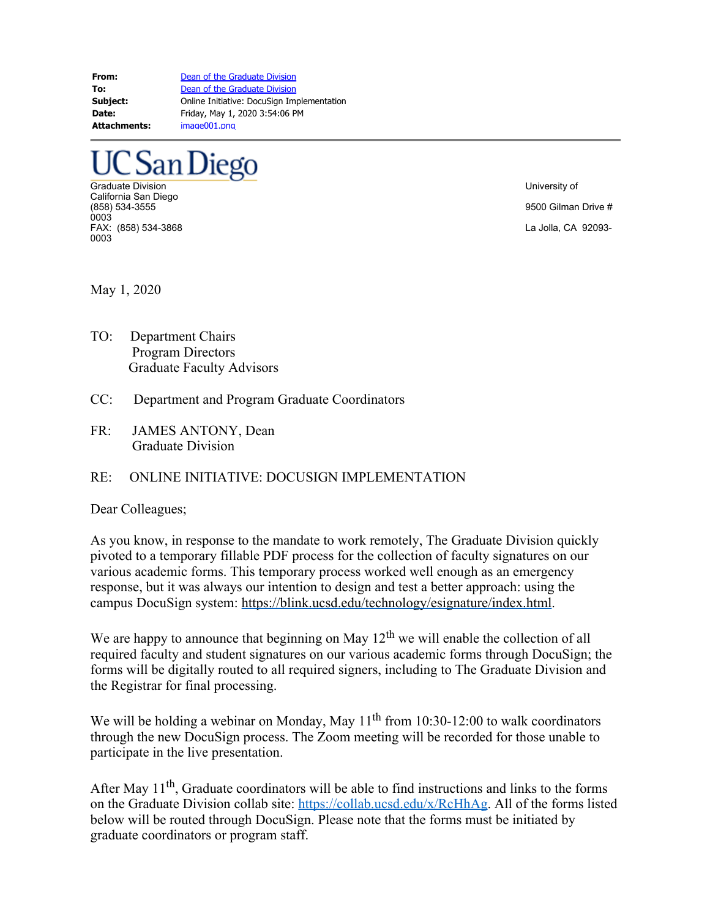**From:** Dean of the Graduate Division
**To:** Dean of the Graduate Division
**Subject:** Online Initiative: DocuSign Implementation
**Date:** Friday, May 1, 2020 3:54:06 PM
**Attachments:** image001.png

---

UC San Diego

Graduate Division
California San Diego
(858) 534-3555
0003
FAX: (858) 534-3868
0003

University of
9500 Gilman Drive #
La Jolla, CA 92093-

May 1, 2020

TO: Department Chairs
Program Directors
Graduate Faculty Advisors

CC: Department and Program Graduate Coordinators

FR: JAMES ANTONY, Dean
Graduate Division

RE: ONLINE INITIATIVE: DOCUSIGN IMPLEMENTATION

Dear Colleagues;

As you know, in response to the mandate to work remotely, The Graduate Division quickly pivoted to a temporary fillable PDF process for the collection of faculty signatures on our various academic forms. This temporary process worked well enough as an emergency response, but it was always our intention to design and test a better approach: using the campus DocuSign system: https://blink.ucsd.edu/technology/esignature/index.html.

We are happy to announce that beginning on May 12th we will enable the collection of all required faculty and student signatures on our various academic forms through DocuSign; the forms will be digitally routed to all required signers, including to The Graduate Division and the Registrar for final processing.

We will be holding a webinar on Monday, May 11th from 10:30-12:00 to walk coordinators through the new DocuSign process. The Zoom meeting will be recorded for those unable to participate in the live presentation.

After May 11th, Graduate coordinators will be able to find instructions and links to the forms on the Graduate Division collab site: https://collab.ucsd.edu/x/RcHhAg. All of the forms listed below will be routed through DocuSign. Please note that the forms must be initiated by graduate coordinators or program staff.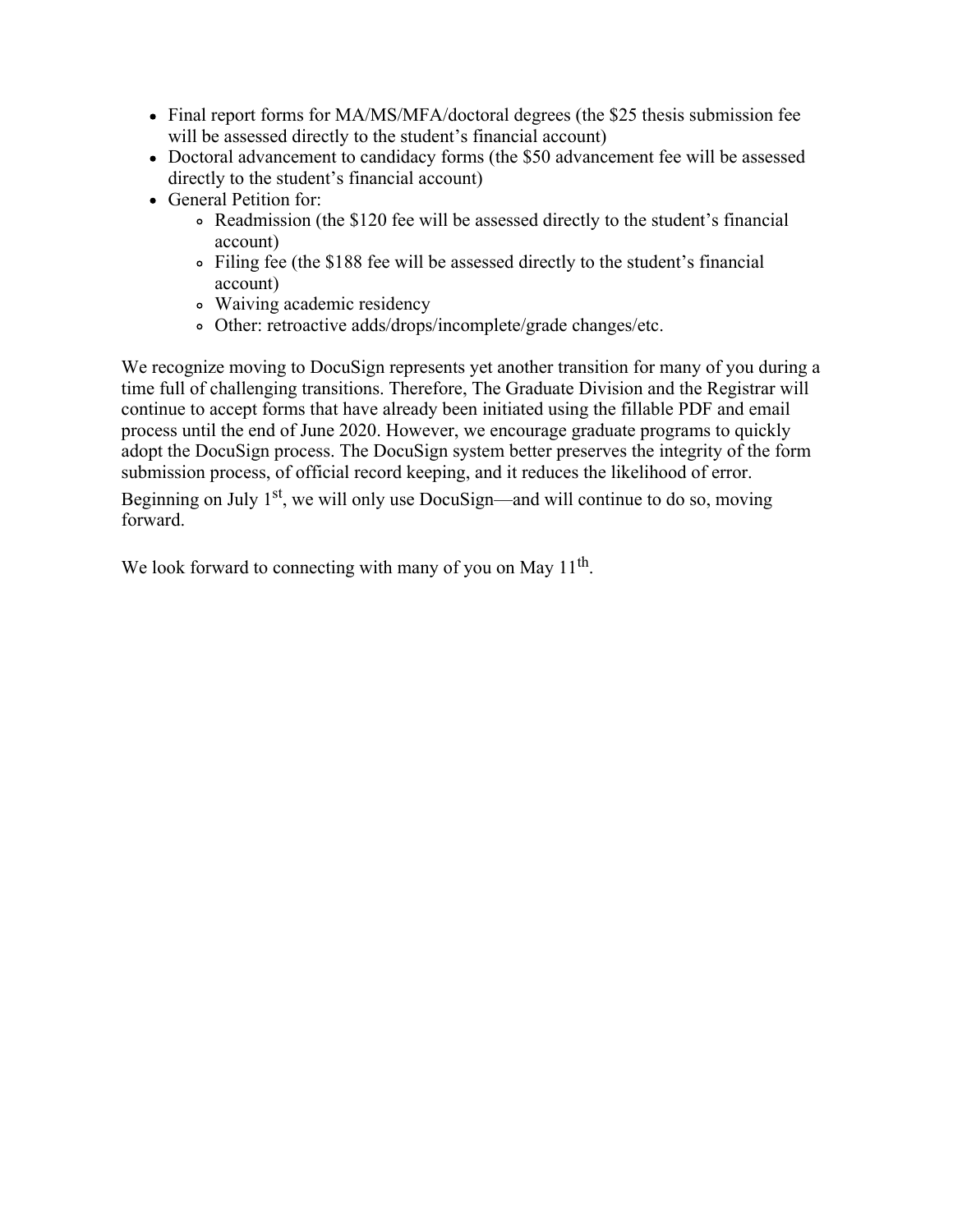- Final report forms for MA/MS/MFA/doctoral degrees (the $25 thesis submission fee will be assessed directly to the student's financial account)
- Doctoral advancement to candidacy forms (the $50 advancement fee will be assessed directly to the student's financial account)
- General Petition for:
    - Readmission (the $120 fee will be assessed directly to the student's financial account)
    - Filing fee (the $188 fee will be assessed directly to the student's financial account)
    - Waiving academic residency
    - Other: retroactive adds/drops/incomplete/grade changes/etc.

We recognize moving to DocuSign represents yet another transition for many of you during a time full of challenging transitions. Therefore, The Graduate Division and the Registrar will continue to accept forms that have already been initiated using the fillable PDF and email process until the end of June 2020. However, we encourage graduate programs to quickly adopt the DocuSign process. The DocuSign system better preserves the integrity of the form submission process, of official record keeping, and it reduces the likelihood of error. Beginning on July 1st, we will only use DocuSign—and will continue to do so, moving forward.

We look forward to connecting with many of you on May 11th.